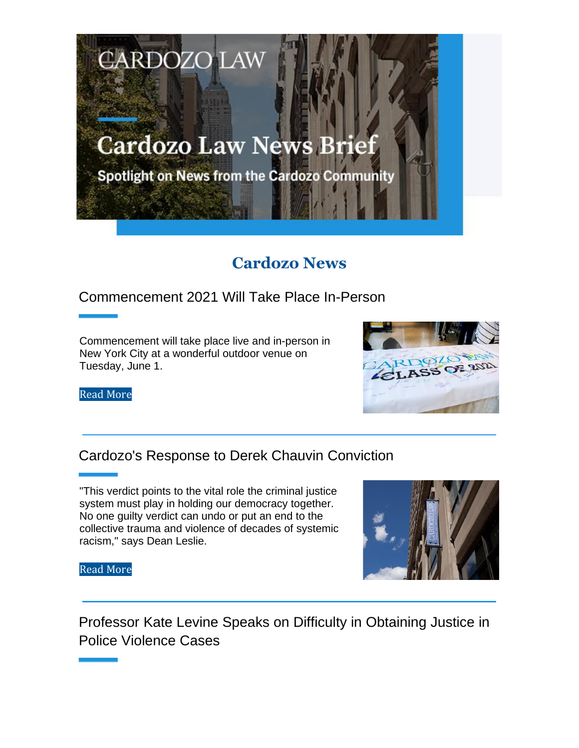# Cardozo Law News Brief

Spotlight on News from the Cardozo Community

## Cardozo News

### Commencement 2021 Will Take Place In-Person

Commencement will take place live and in-person in New York City at a wonderful outdoor venue on Tuesday, June 1.

Read More

### Cardozo's Response to Derek Chauvin Conviction

"This verdict points to the vital role the criminal justice system must play in holding our democracy together. No one guilty verdict can undo or put an end to the collective trauma and violence of decades of systemic racism," says Dean Leslie.

Read More

### Professor Kate Levine Speaks on Difficulty in Obtaining Justice in Police Violence Cases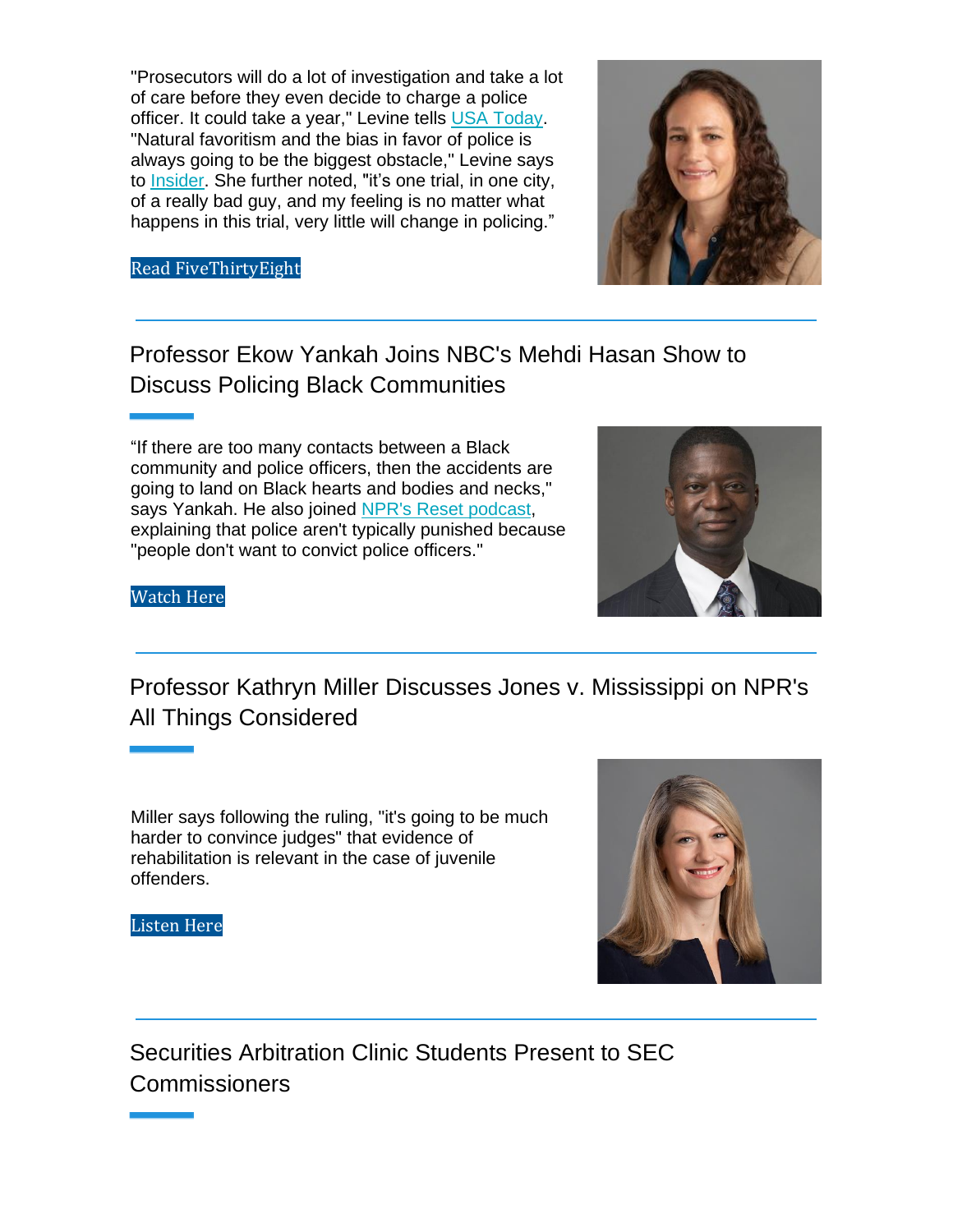"Prosecutors will do a lot of investigation and take a lot of care before they even decide to charge a police officer. It could take a year," Levine tells USA Today. "Natural favoritism and the bias in favor of police is always going to be the biggest obstacle," Levine says to Insider. She further noted, "it's one trial, in one city, of a really bad guy, and my feeling is no matter what happens in this trial, very little will change in policing."

Read FiveThirtyEight

## Professor Ekow Yankah Joins NBC's Mehdi Hasan Show to Discuss Policing Black Communities

"If there are too many contacts between a Black community and police officers, then the accidents are going to land on Black hearts and bodies and necks," says Yankah. He also joined NPR's Reset podcast, explaining that police aren't typically punished because "people don't want to convict police officers."

Watch Here

## Professor Kathryn Miller Discusses Jones v. Mississippi on NPR's All Things Considered

Miller says following the ruling, "it's going to be much harder to convince judges" that evidence of rehabilitation is relevant in the case of juvenile offenders.

Listen Here

## Securities Arbitration Clinic Students Present to SEC Commissioners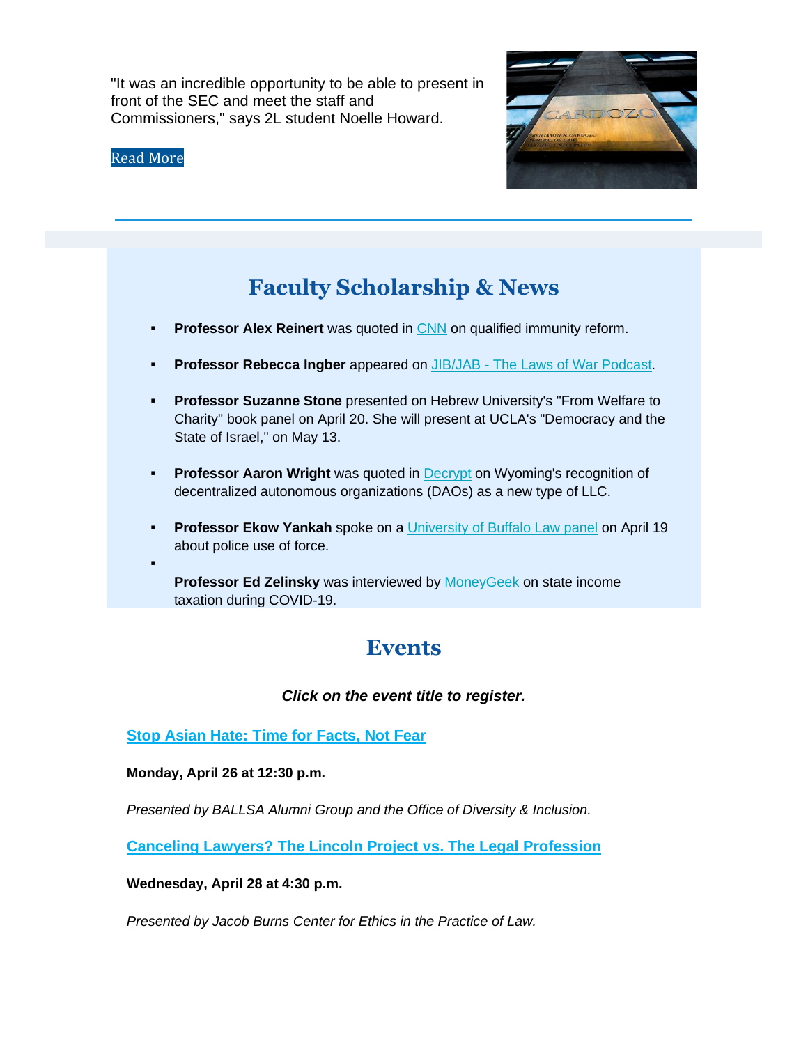"It was an incredible opportunity to be able to present in front of the SEC and meet the staff and Commissioners," says 2L student Noelle Howard.

Read More

## Faculty Scholarship & News

- **Professor Alex Reinert** was quoted in CNN on qualified immunity reform.
- **Professor Rebecca Ingber** appeared on JIB/JAB - The Laws of War Podcast.
- **Professor Suzanne Stone** presented on Hebrew University's "From Welfare to Charity" book panel on April 20. She will present at UCLA's "Democracy and the State of Israel," on May 13.
- **Professor Aaron Wright** was quoted in Decrypt on Wyoming's recognition of decentralized autonomous organizations (DAOs) as a new type of LLC.
- **Professor Ekow Yankah** spoke on a University of Buffalo Law panel on April 19 about police use of force.
- **Professor Ed Zelinsky** was interviewed by MoneyGeek on state income taxation during COVID-19.

## Events

***Click on the event title to register.***

**Stop Asian Hate: Time for Facts, Not Fear**

**Monday, April 26 at 12:30 p.m.**

*Presented by BALLSA Alumni Group and the Office of Diversity & Inclusion.*

**Canceling Lawyers? The Lincoln Project vs. The Legal Profession**

**Wednesday, April 28 at 4:30 p.m.**

*Presented by Jacob Burns Center for Ethics in the Practice of Law.*